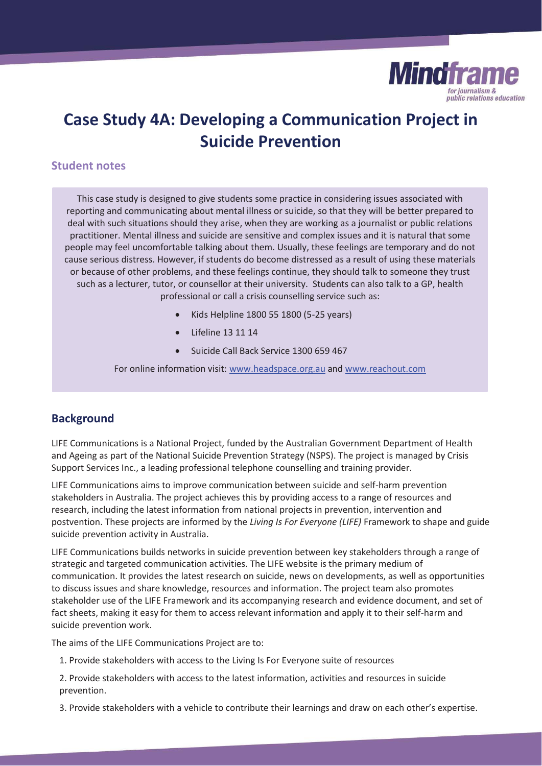Mindframe
for journalism & public relations education

# Case Study 4A: Developing a Communication Project in Suicide Prevention

## Student notes

This case study is designed to give students some practice in considering issues associated with reporting and communicating about mental illness or suicide, so that they will be better prepared to deal with such situations should they arise, when they are working as a journalist or public relations practitioner. Mental illness and suicide are sensitive and complex issues and it is natural that some people may feel uncomfortable talking about them. Usually, these feelings are temporary and do not cause serious distress. However, if students do become distressed as a result of using these materials or because of other problems, and these feelings continue, they should talk to someone they trust such as a lecturer, tutor, or counsellor at their university. Students can also talk to a GP, health professional or call a crisis counselling service such as:

- Kids Helpline 1800 55 1800 (5-25 years)
- Lifeline 13 11 14
- Suicide Call Back Service 1300 659 467

For online information visit: www.headspace.org.au and www.reachout.com

## Background

LIFE Communications is a National Project, funded by the Australian Government Department of Health and Ageing as part of the National Suicide Prevention Strategy (NSPS). The project is managed by Crisis Support Services Inc., a leading professional telephone counselling and training provider.

LIFE Communications aims to improve communication between suicide and self-harm prevention stakeholders in Australia. The project achieves this by providing access to a range of resources and research, including the latest information from national projects in prevention, intervention and postvention. These projects are informed by the *Living Is For Everyone (LIFE)* Framework to shape and guide suicide prevention activity in Australia.

LIFE Communications builds networks in suicide prevention between key stakeholders through a range of strategic and targeted communication activities. The LIFE website is the primary medium of communication. It provides the latest research on suicide, news on developments, as well as opportunities to discuss issues and share knowledge, resources and information. The project team also promotes stakeholder use of the LIFE Framework and its accompanying research and evidence document, and set of fact sheets, making it easy for them to access relevant information and apply it to their self-harm and suicide prevention work.

The aims of the LIFE Communications Project are to:

1. Provide stakeholders with access to the Living Is For Everyone suite of resources
2. Provide stakeholders with access to the latest information, activities and resources in suicide prevention.
3. Provide stakeholders with a vehicle to contribute their learnings and draw on each other's expertise.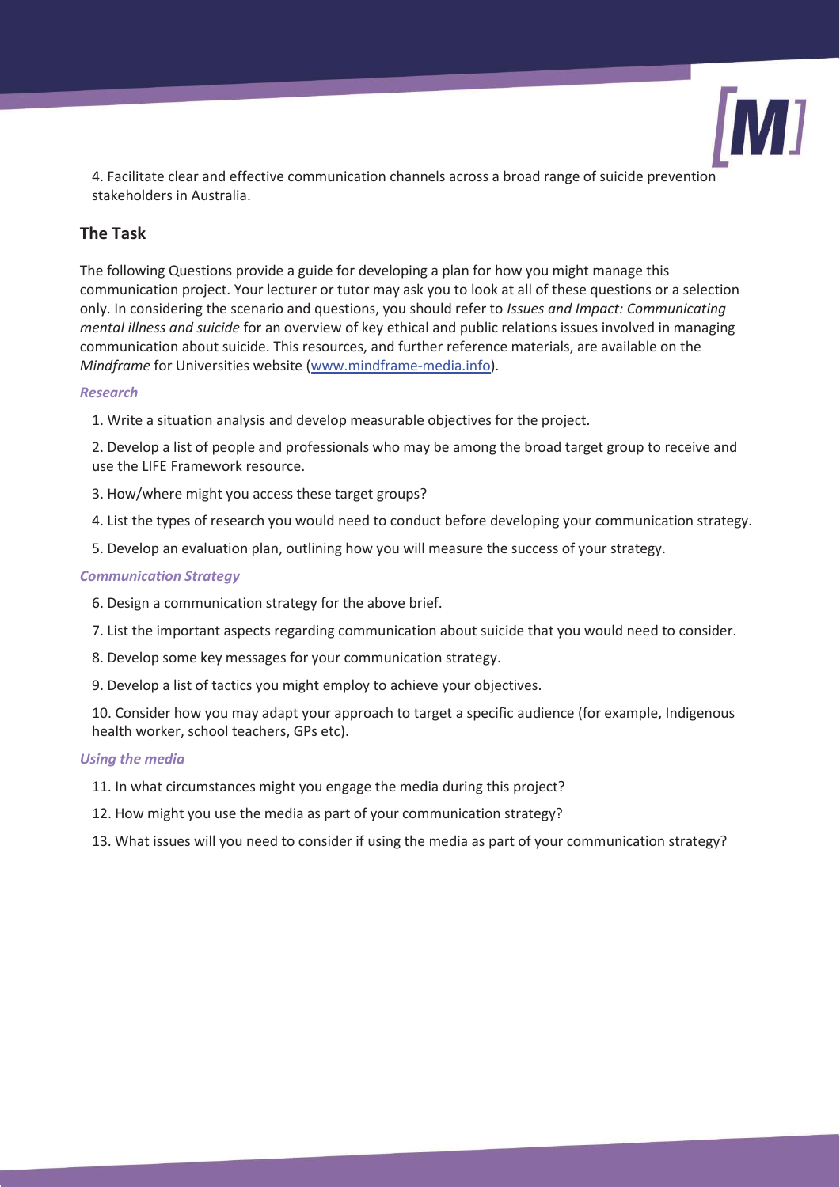4. Facilitate clear and effective communication channels across a broad range of suicide prevention stakeholders in Australia.

## The Task

The following Questions provide a guide for developing a plan for how you might manage this communication project. Your lecturer or tutor may ask you to look at all of these questions or a selection only. In considering the scenario and questions, you should refer to *Issues and Impact: Communicating mental illness and suicide* for an overview of key ethical and public relations issues involved in managing communication about suicide. This resources, and further reference materials, are available on the *Mindframe* for Universities website (www.mindframe-media.info).

### *Research*

1. Write a situation analysis and develop measurable objectives for the project.
2. Develop a list of people and professionals who may be among the broad target group to receive and use the LIFE Framework resource.
3. How/where might you access these target groups?
4. List the types of research you would need to conduct before developing your communication strategy.
5. Develop an evaluation plan, outlining how you will measure the success of your strategy.

### *Communication Strategy*

6. Design a communication strategy for the above brief.
7. List the important aspects regarding communication about suicide that you would need to consider.
8. Develop some key messages for your communication strategy.
9. Develop a list of tactics you might employ to achieve your objectives.
10. Consider how you may adapt your approach to target a specific audience (for example, Indigenous health worker, school teachers, GPs etc).

### *Using the media*

11. In what circumstances might you engage the media during this project?
12. How might you use the media as part of your communication strategy?
13. What issues will you need to consider if using the media as part of your communication strategy?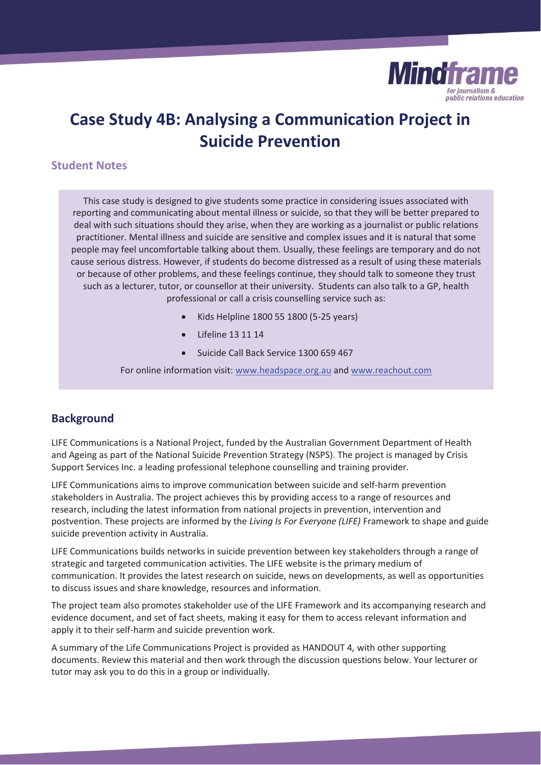# Case Study 4B: Analysing a Communication Project in Suicide Prevention

## Student Notes

This case study is designed to give students some practice in considering issues associated with reporting and communicating about mental illness or suicide, so that they will be better prepared to deal with such situations should they arise, when they are working as a journalist or public relations practitioner. Mental illness and suicide are sensitive and complex issues and it is natural that some people may feel uncomfortable talking about them. Usually, these feelings are temporary and do not cause serious distress. However, if students do become distressed as a result of using these materials or because of other problems, and these feelings continue, they should talk to someone they trust such as a lecturer, tutor, or counsellor at their university. Students can also talk to a GP, health professional or call a crisis counselling service such as:

- Kids Helpline 1800 55 1800 (5-25 years)
- Lifeline 13 11 14
- Suicide Call Back Service 1300 659 467

For online information visit: www.headspace.org.au and www.reachout.com

## Background

LIFE Communications is a National Project, funded by the Australian Government Department of Health and Ageing as part of the National Suicide Prevention Strategy (NSPS). The project is managed by Crisis Support Services Inc. a leading professional telephone counselling and training provider.

LIFE Communications aims to improve communication between suicide and self-harm prevention stakeholders in Australia. The project achieves this by providing access to a range of resources and research, including the latest information from national projects in prevention, intervention and postvention. These projects are informed by the *Living Is For Everyone (LIFE)* Framework to shape and guide suicide prevention activity in Australia.

LIFE Communications builds networks in suicide prevention between key stakeholders through a range of strategic and targeted communication activities. The LIFE website is the primary medium of communication. It provides the latest research on suicide, news on developments, as well as opportunities to discuss issues and share knowledge, resources and information.

The project team also promotes stakeholder use of the LIFE Framework and its accompanying research and evidence document, and set of fact sheets, making it easy for them to access relevant information and apply it to their self-harm and suicide prevention work.

A summary of the Life Communications Project is provided as HANDOUT 4*,* with other supporting documents. Review this material and then work through the discussion questions below. Your lecturer or tutor may ask you to do this in a group or individually.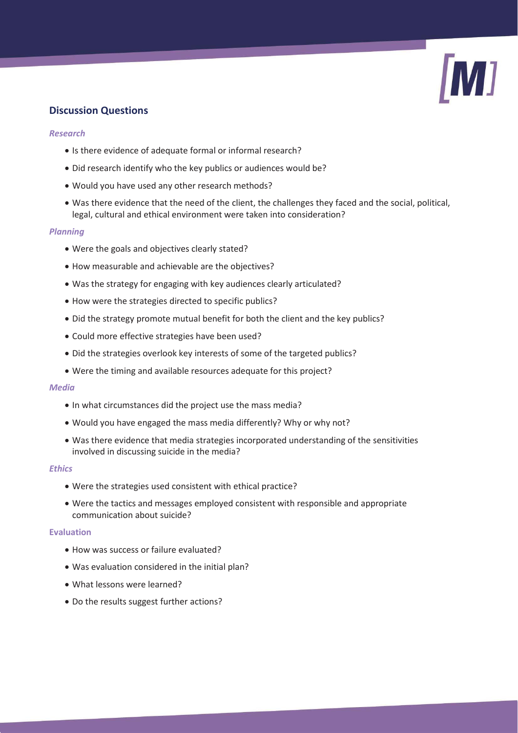## Discussion Questions

### *Research*

- Is there evidence of adequate formal or informal research?
- Did research identify who the key publics or audiences would be?
- Would you have used any other research methods?
- Was there evidence that the need of the client, the challenges they faced and the social, political, legal, cultural and ethical environment were taken into consideration?

### *Planning*

- Were the goals and objectives clearly stated?
- How measurable and achievable are the objectives?
- Was the strategy for engaging with key audiences clearly articulated?
- How were the strategies directed to specific publics?
- Did the strategy promote mutual benefit for both the client and the key publics?
- Could more effective strategies have been used?
- Did the strategies overlook key interests of some of the targeted publics?
- Were the timing and available resources adequate for this project?

### *Media*

- In what circumstances did the project use the mass media?
- Would you have engaged the mass media differently? Why or why not?
- Was there evidence that media strategies incorporated understanding of the sensitivities involved in discussing suicide in the media?

### *Ethics*

- Were the strategies used consistent with ethical practice?
- Were the tactics and messages employed consistent with responsible and appropriate communication about suicide?

### Evaluation

- How was success or failure evaluated?
- Was evaluation considered in the initial plan?
- What lessons were learned?
- Do the results suggest further actions?